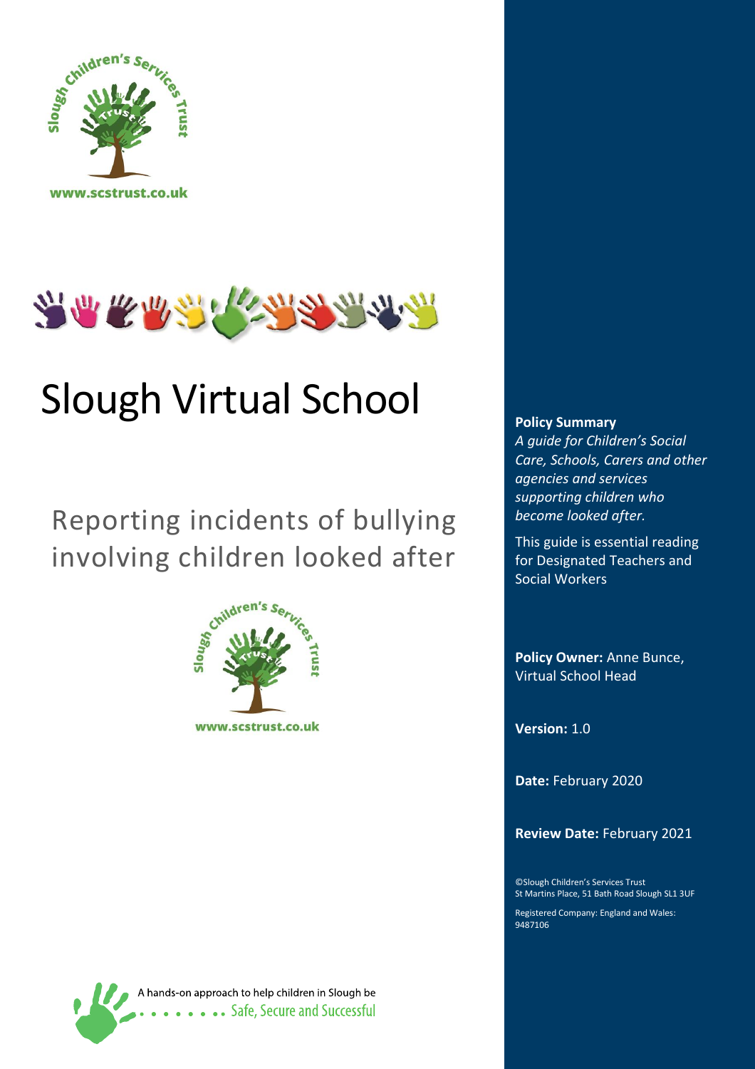www.scstrust.co.uk

# Slough Virtual School

## Reporting incidents of bullying involving children looked after

www.scstrust.co.uk

A hands-on approach to help children in Slough be Safe, Secure and Successful

**Policy Summary**
*A guide for Children's Social Care, Schools, Carers and other agencies and services supporting children who become looked after.*

This guide is essential reading for Designated Teachers and Social Workers

**Policy Owner:** Anne Bunce, Virtual School Head

**Version:** 1.0

**Date:** February 2020

**Review Date:** February 2021

©Slough Children's Services Trust
St Martins Place, 51 Bath Road Slough SL1 3UF

Registered Company: England and Wales: 9487106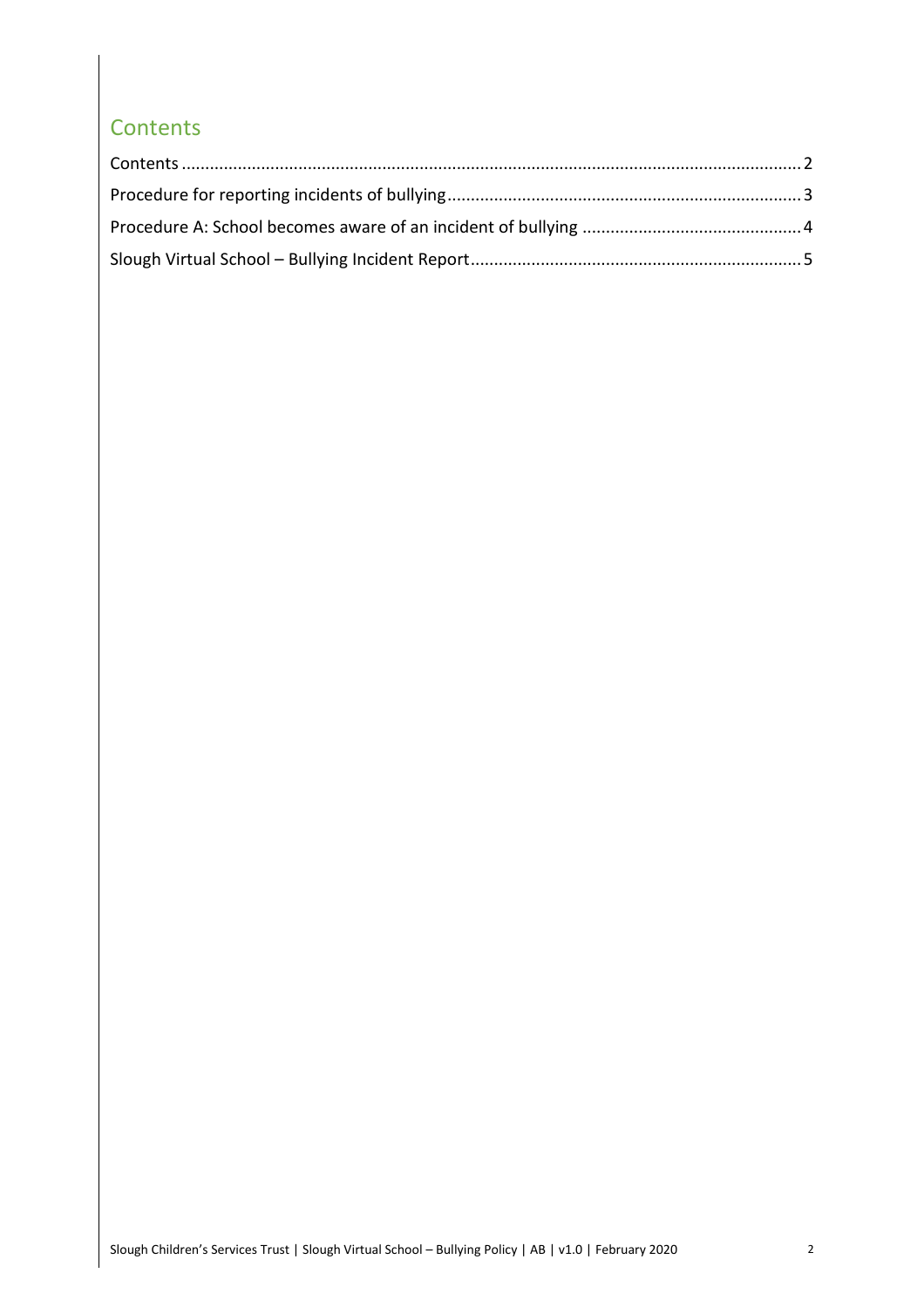## Contents

Contents ........................................................................................................................................ 2

Procedure for reporting incidents of bullying ........................................................................... 3

Procedure A: School becomes aware of an incident of bullying ............................................... 4

Slough Virtual School – Bullying Incident Report ...................................................................... 5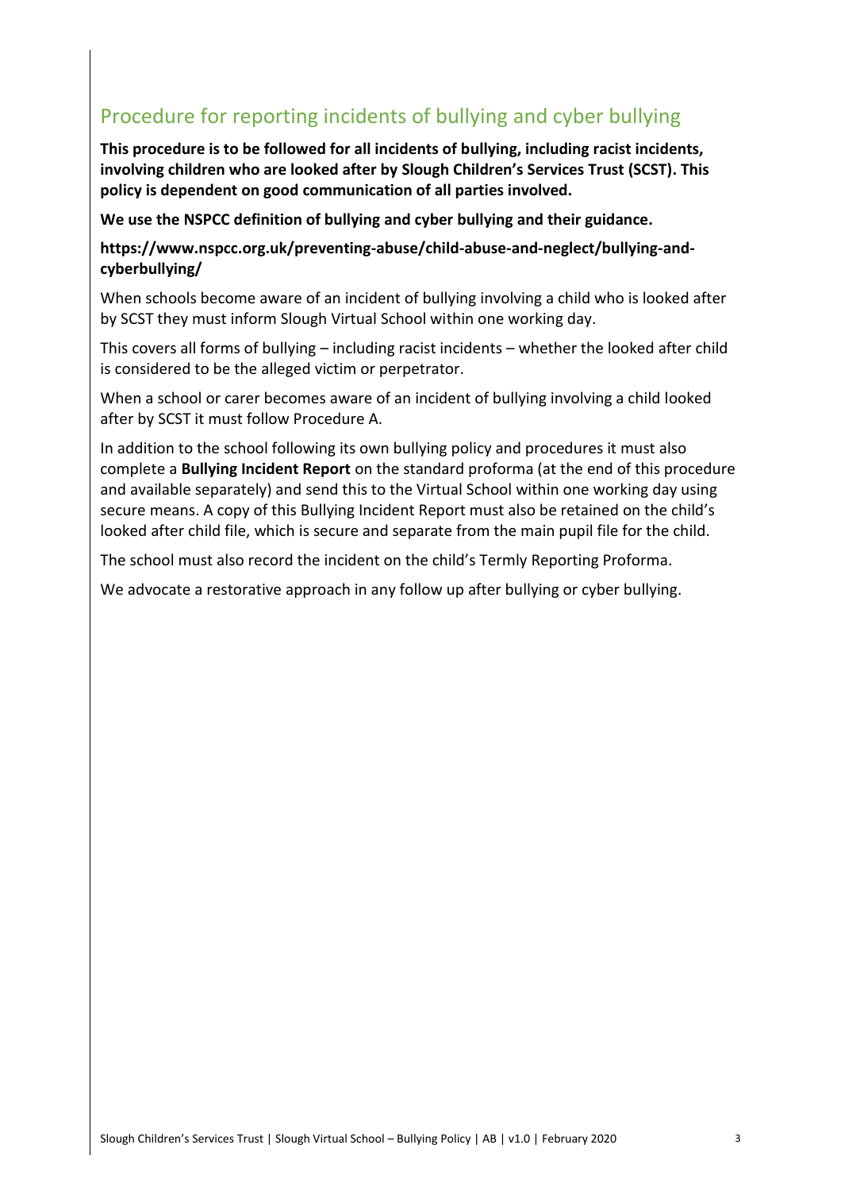## Procedure for reporting incidents of bullying and cyber bullying

**This procedure is to be followed for all incidents of bullying, including racist incidents, involving children who are looked after by Slough Children's Services Trust (SCST). This policy is dependent on good communication of all parties involved.**

**We use the NSPCC definition of bullying and cyber bullying and their guidance.**

**https://www.nspcc.org.uk/preventing-abuse/child-abuse-and-neglect/bullying-and-cyberbullying/**

When schools become aware of an incident of bullying involving a child who is looked after by SCST they must inform Slough Virtual School within one working day.

This covers all forms of bullying – including racist incidents – whether the looked after child is considered to be the alleged victim or perpetrator.

When a school or carer becomes aware of an incident of bullying involving a child looked after by SCST it must follow Procedure A.

In addition to the school following its own bullying policy and procedures it must also complete a **Bullying Incident Report** on the standard proforma (at the end of this procedure and available separately) and send this to the Virtual School within one working day using secure means. A copy of this Bullying Incident Report must also be retained on the child's looked after child file, which is secure and separate from the main pupil file for the child.

The school must also record the incident on the child's Termly Reporting Proforma.

We advocate a restorative approach in any follow up after bullying or cyber bullying.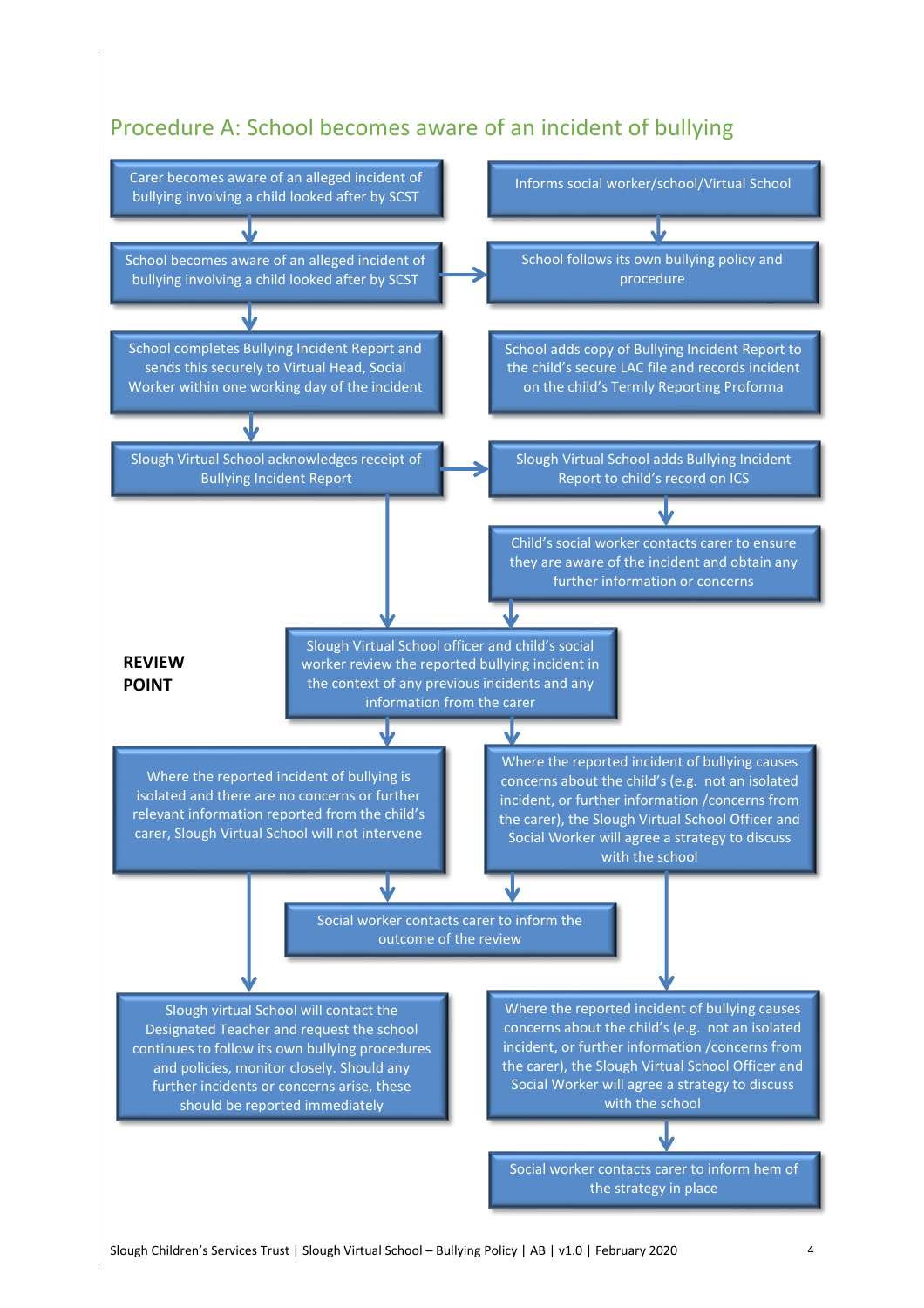## Procedure A: School becomes aware of an incident of bullying

Carer becomes aware of an alleged incident of bullying involving a child looked after by SCST

Informs social worker/school/Virtual School

School becomes aware of an alleged incident of bullying involving a child looked after by SCST

School follows its own bullying policy and procedure

School completes Bullying Incident Report and sends this securely to Virtual Head, Social Worker within one working day of the incident

School adds copy of Bullying Incident Report to the child's secure LAC file and records incident on the child's Termly Reporting Proforma

Slough Virtual School acknowledges receipt of Bullying Incident Report

Slough Virtual School adds Bullying Incident Report to child's record on ICS

Child's social worker contacts carer to ensure they are aware of the incident and obtain any further information or concerns

**REVIEW POINT**

Slough Virtual School officer and child's social worker review the reported bullying incident in the context of any previous incidents and any information from the carer

Where the reported incident of bullying is isolated and there are no concerns or further relevant information reported from the child's carer, Slough Virtual School will not intervene

Where the reported incident of bullying causes concerns about the child's (e.g. not an isolated incident, or further information /concerns from the carer), the Slough Virtual School Officer and Social Worker will agree a strategy to discuss with the school

Social worker contacts carer to inform the outcome of the review

Slough virtual School will contact the Designated Teacher and request the school continues to follow its own bullying procedures and policies, monitor closely. Should any further incidents or concerns arise, these should be reported immediately

Where the reported incident of bullying causes concerns about the child's (e.g. not an isolated incident, or further information /concerns from the carer), the Slough Virtual School Officer and Social Worker will agree a strategy to discuss with the school

Social worker contacts carer to inform hem of the strategy in place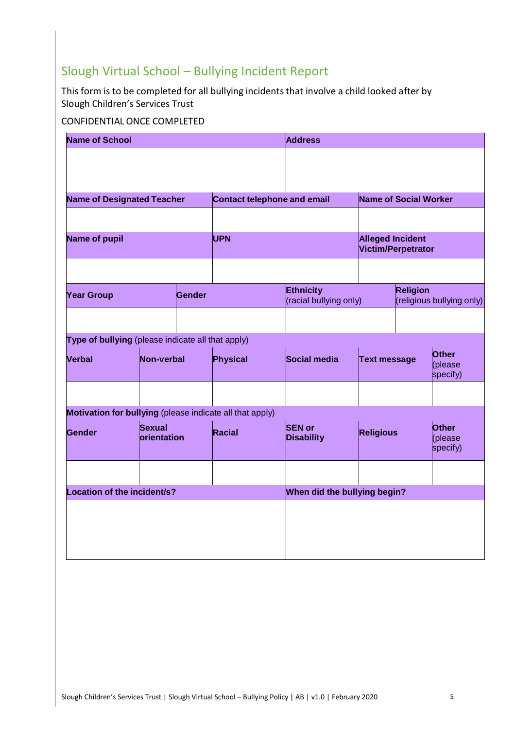## Slough Virtual School – Bullying Incident Report

This form is to be completed for all bullying incidents that involve a child looked after by Slough Children's Services Trust

CONFIDENTIAL ONCE COMPLETED

| **Name of School** | | | **Address** | | |
|---|---|---|---|---|---|
| | | | | | |
| **Name of Designated Teacher** | | **Contact telephone and email** | | **Name of Social Worker** | |
| | | | | | |
| **Name of pupil** | | **UPN** | | **Alleged Incident Victim/Perpetrator** | |
| | | | | | |
| **Year Group** | **Gender** | | **Ethnicity** (racial bullying only) | | **Religion** (religious bullying only) |
| | | | | | |
| **Type of bullying** (please indicate all that apply) | | | | | |
| **Verbal** | **Non-verbal** | **Physical** | **Social media** | **Text message** | **Other** (please specify) |
| | | | | | |
| **Motivation for bullying** (please indicate all that apply) | | | | | |
| **Gender** | **Sexual orientation** | **Racial** | **SEN or Disability** | **Religious** | **Other** (please specify) |
| | | | | | |
| **Location of the incident/s?** | | | **When did the bullying begin?** | | |
| | | | | | |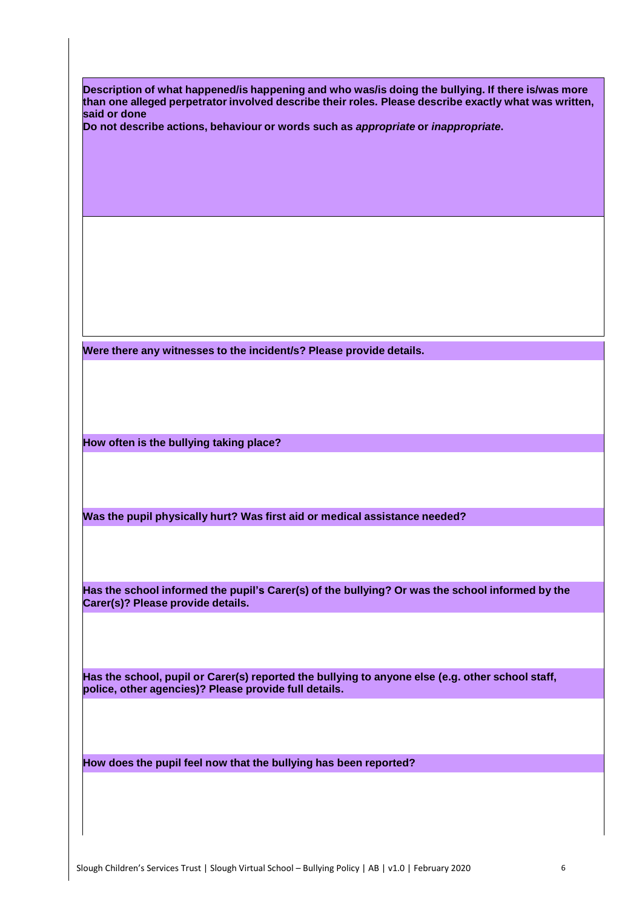**Description of what happened/is happening and who was/is doing the bullying. If there is/was more than one alleged perpetrator involved describe their roles. Please describe exactly what was written, said or done**

**Do not describe actions, behaviour or words such as *appropriate* or *inappropriate*.**

**Were there any witnesses to the incident/s? Please provide details.**

**How often is the bullying taking place?**

**Was the pupil physically hurt? Was first aid or medical assistance needed?**

**Has the school informed the pupil's Carer(s) of the bullying? Or was the school informed by the Carer(s)? Please provide details.**

**Has the school, pupil or Carer(s) reported the bullying to anyone else (e.g. other school staff, police, other agencies)? Please provide full details.**

**How does the pupil feel now that the bullying has been reported?**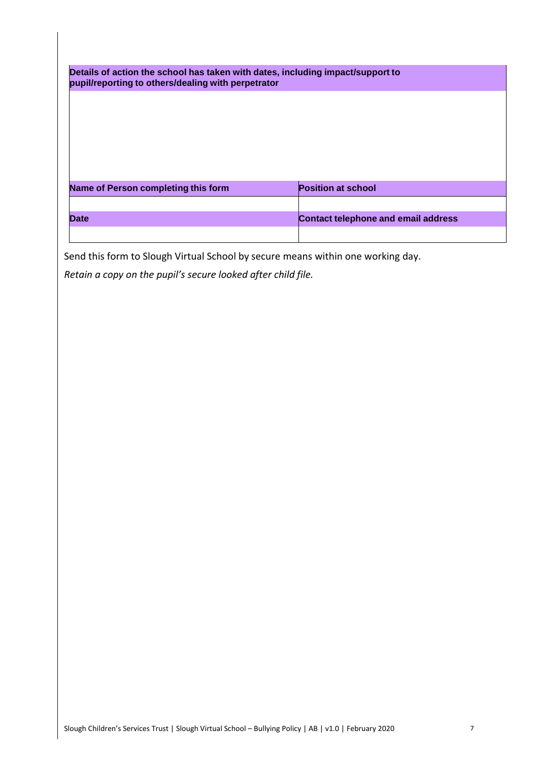| Details of action the school has taken with dates, including impact/support to pupil/reporting to others/dealing with perpetrator | |
|---|---|
| | |
| **Name of Person completing this form** | **Position at school** |
| | |
| **Date** | **Contact telephone and email address** |
| | |

Send this form to Slough Virtual School by secure means within one working day.

*Retain a copy on the pupil's secure looked after child file.*